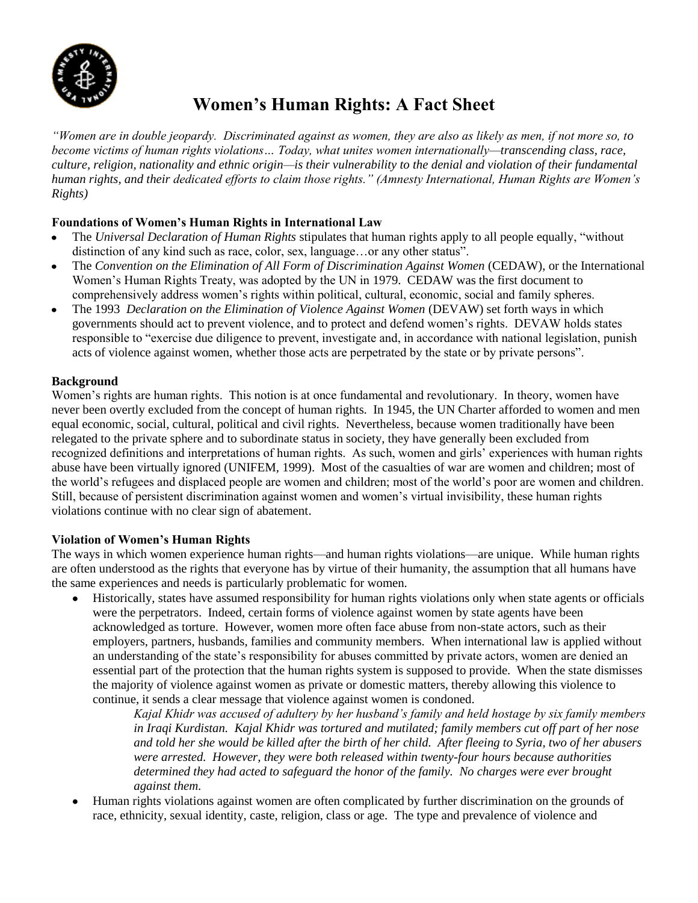# Women's Human Rights: A Fact Sheet

*"Women are in double jeopardy. Discriminated against as women, they are also as likely as men, if not more so, to become victims of human rights violations… Today, what unites women internationally—transcending class, race, culture, religion, nationality and ethnic origin—is their vulnerability to the denial and violation of their fundamental human rights, and their dedicated efforts to claim those rights." (Amnesty International, Human Rights are Women's Rights)*

**Foundations of Women's Human Rights in International Law**

- The *Universal Declaration of Human Rights* stipulates that human rights apply to all people equally, "without distinction of any kind such as race, color, sex, language…or any other status".
- The *Convention on the Elimination of All Form of Discrimination Against Women* (CEDAW), or the International Women's Human Rights Treaty, was adopted by the UN in 1979. CEDAW was the first document to comprehensively address women's rights within political, cultural, economic, social and family spheres.
- The 1993 *Declaration on the Elimination of Violence Against Women* (DEVAW) set forth ways in which governments should act to prevent violence, and to protect and defend women's rights. DEVAW holds states responsible to "exercise due diligence to prevent, investigate and, in accordance with national legislation, punish acts of violence against women, whether those acts are perpetrated by the state or by private persons".

**Background**

Women's rights are human rights. This notion is at once fundamental and revolutionary. In theory, women have never been overtly excluded from the concept of human rights. In 1945, the UN Charter afforded to women and men equal economic, social, cultural, political and civil rights. Nevertheless, because women traditionally have been relegated to the private sphere and to subordinate status in society, they have generally been excluded from recognized definitions and interpretations of human rights. As such, women and girls' experiences with human rights abuse have been virtually ignored (UNIFEM, 1999). Most of the casualties of war are women and children; most of the world's refugees and displaced people are women and children; most of the world's poor are women and children. Still, because of persistent discrimination against women and women's virtual invisibility, these human rights violations continue with no clear sign of abatement.

**Violation of Women's Human Rights**

The ways in which women experience human rights—and human rights violations—are unique. While human rights are often understood as the rights that everyone has by virtue of their humanity, the assumption that all humans have the same experiences and needs is particularly problematic for women.

- Historically, states have assumed responsibility for human rights violations only when state agents or officials were the perpetrators. Indeed, certain forms of violence against women by state agents have been acknowledged as torture. However, women more often face abuse from non-state actors, such as their employers, partners, husbands, families and community members. When international law is applied without an understanding of the state's responsibility for abuses committed by private actors, women are denied an essential part of the protection that the human rights system is supposed to provide. When the state dismisses the majority of violence against women as private or domestic matters, thereby allowing this violence to continue, it sends a clear message that violence against women is condoned.

  *Kajal Khidr was accused of adultery by her husband's family and held hostage by six family members in Iraqi Kurdistan. Kajal Khidr was tortured and mutilated; family members cut off part of her nose and told her she would be killed after the birth of her child. After fleeing to Syria, two of her abusers were arrested. However, they were both released within twenty-four hours because authorities determined they had acted to safeguard the honor of the family. No charges were ever brought against them.*

- Human rights violations against women are often complicated by further discrimination on the grounds of race, ethnicity, sexual identity, caste, religion, class or age. The type and prevalence of violence and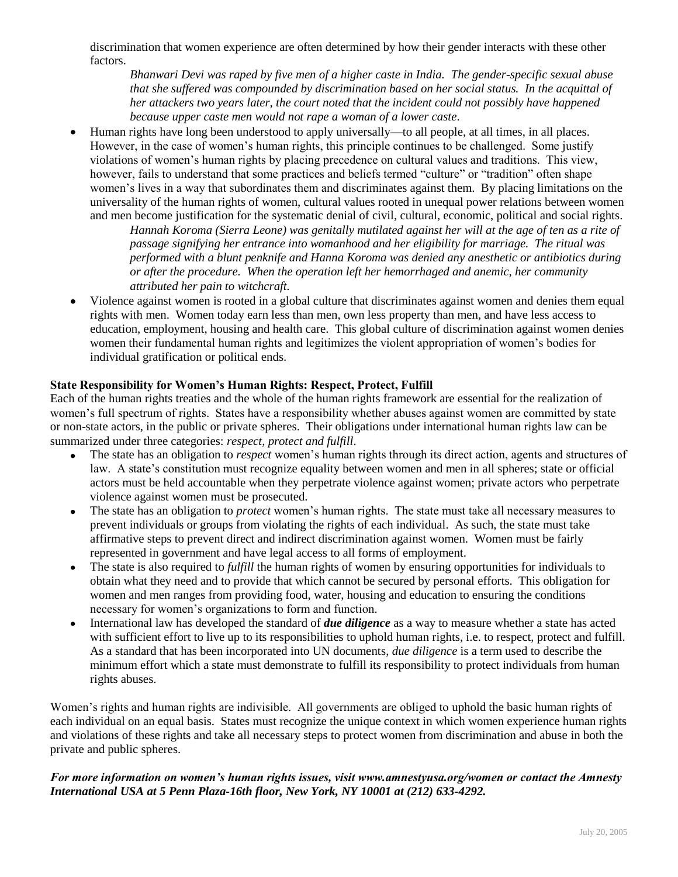discrimination that women experience are often determined by how their gender interacts with these other factors.

> *Bhanwari Devi was raped by five men of a higher caste in India. The gender-specific sexual abuse that she suffered was compounded by discrimination based on her social status. In the acquittal of her attackers two years later, the court noted that the incident could not possibly have happened because upper caste men would not rape a woman of a lower caste.*

- Human rights have long been understood to apply universally—to all people, at all times, in all places. However, in the case of women's human rights, this principle continues to be challenged. Some justify violations of women's human rights by placing precedence on cultural values and traditions. This view, however, fails to understand that some practices and beliefs termed "culture" or "tradition" often shape women's lives in a way that subordinates them and discriminates against them. By placing limitations on the universality of the human rights of women, cultural values rooted in unequal power relations between women and men become justification for the systematic denial of civil, cultural, economic, political and social rights.

> *Hannah Koroma (Sierra Leone) was genitally mutilated against her will at the age of ten as a rite of passage signifying her entrance into womanhood and her eligibility for marriage. The ritual was performed with a blunt penknife and Hanna Koroma was denied any anesthetic or antibiotics during or after the procedure. When the operation left her hemorrhaged and anemic, her community attributed her pain to witchcraft.*

- Violence against women is rooted in a global culture that discriminates against women and denies them equal rights with men. Women today earn less than men, own less property than men, and have less access to education, employment, housing and health care. This global culture of discrimination against women denies women their fundamental human rights and legitimizes the violent appropriation of women's bodies for individual gratification or political ends.

**State Responsibility for Women's Human Rights: Respect, Protect, Fulfill**

Each of the human rights treaties and the whole of the human rights framework are essential for the realization of women's full spectrum of rights. States have a responsibility whether abuses against women are committed by state or non-state actors, in the public or private spheres. Their obligations under international human rights law can be summarized under three categories: *respect, protect and fulfill*.

- The state has an obligation to *respect* women's human rights through its direct action, agents and structures of law. A state's constitution must recognize equality between women and men in all spheres; state or official actors must be held accountable when they perpetrate violence against women; private actors who perpetrate violence against women must be prosecuted.
- The state has an obligation to *protect* women's human rights. The state must take all necessary measures to prevent individuals or groups from violating the rights of each individual. As such, the state must take affirmative steps to prevent direct and indirect discrimination against women. Women must be fairly represented in government and have legal access to all forms of employment.
- The state is also required to *fulfill* the human rights of women by ensuring opportunities for individuals to obtain what they need and to provide that which cannot be secured by personal efforts. This obligation for women and men ranges from providing food, water, housing and education to ensuring the conditions necessary for women's organizations to form and function.
- International law has developed the standard of ***due diligence*** as a way to measure whether a state has acted with sufficient effort to live up to its responsibilities to uphold human rights, i.e. to respect, protect and fulfill. As a standard that has been incorporated into UN documents, *due diligence* is a term used to describe the minimum effort which a state must demonstrate to fulfill its responsibility to protect individuals from human rights abuses.

Women's rights and human rights are indivisible. All governments are obliged to uphold the basic human rights of each individual on an equal basis. States must recognize the unique context in which women experience human rights and violations of these rights and take all necessary steps to protect women from discrimination and abuse in both the private and public spheres.

***For more information on women's human rights issues, visit www.amnestyusa.org/women or contact the Amnesty International USA at 5 Penn Plaza-16th floor, New York, NY 10001 at (212) 633-4292.***

July 20, 2005